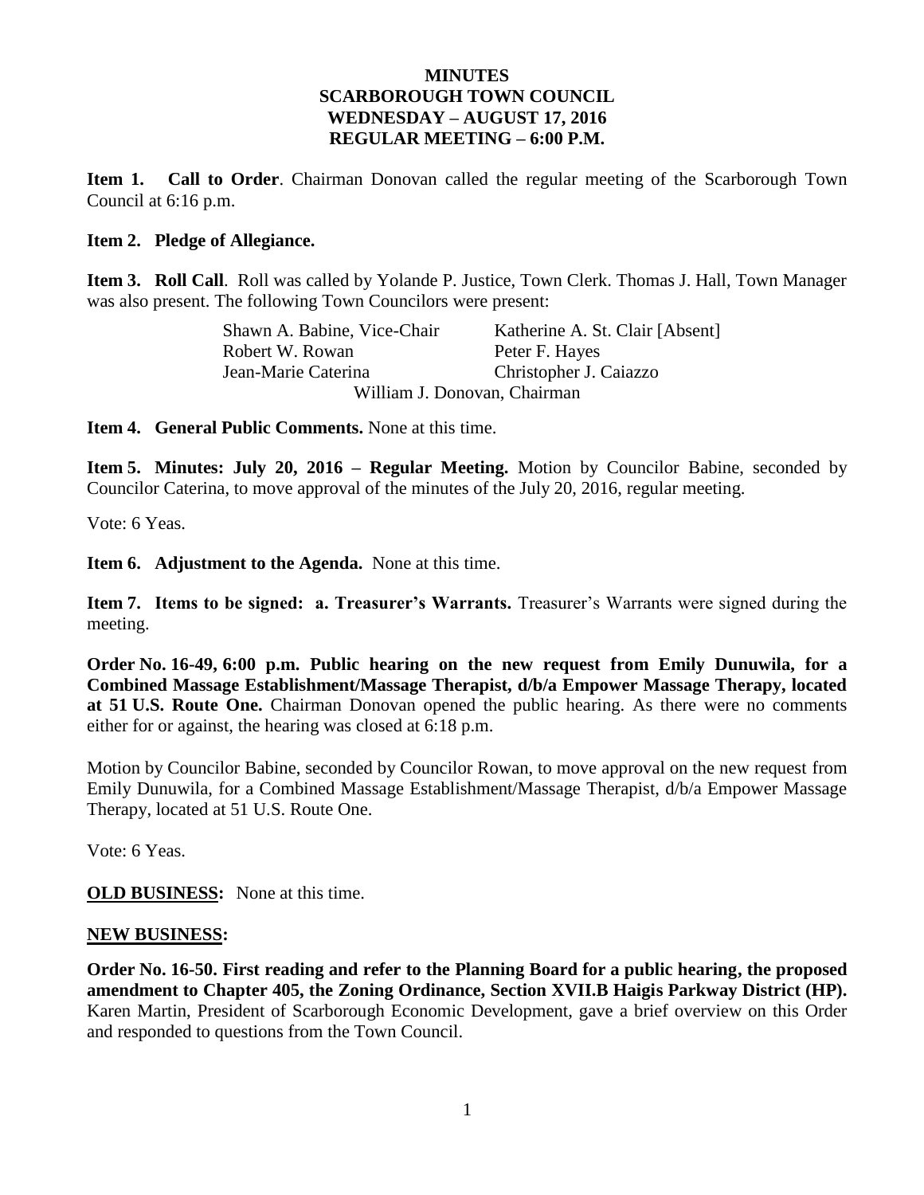# MINUTES
# SCARBOROUGH TOWN COUNCIL
# WEDNESDAY – AUGUST 17, 2016
# REGULAR MEETING – 6:00 P.M.

**Item 1. Call to Order**. Chairman Donovan called the regular meeting of the Scarborough Town Council at 6:16 p.m.

**Item 2. Pledge of Allegiance.**

**Item 3. Roll Call**. Roll was called by Yolande P. Justice, Town Clerk. Thomas J. Hall, Town Manager was also present. The following Town Councilors were present:

| | |
|---|---|
| Shawn A. Babine, Vice-Chair | Katherine A. St. Clair [Absent] |
| Robert W. Rowan | Peter F. Hayes |
| Jean-Marie Caterina | Christopher J. Caiazzo |

William J. Donovan, Chairman

**Item 4. General Public Comments.** None at this time.

**Item 5. Minutes: July 20, 2016 – Regular Meeting.** Motion by Councilor Babine, seconded by Councilor Caterina, to move approval of the minutes of the July 20, 2016, regular meeting.

Vote: 6 Yeas.

**Item 6. Adjustment to the Agenda.** None at this time.

**Item 7. Items to be signed: a. Treasurer's Warrants.** Treasurer's Warrants were signed during the meeting.

**Order No. 16-49, 6:00 p.m. Public hearing on the new request from Emily Dunuwila, for a Combined Massage Establishment/Massage Therapist, d/b/a Empower Massage Therapy, located at 51 U.S. Route One.** Chairman Donovan opened the public hearing. As there were no comments either for or against, the hearing was closed at 6:18 p.m.

Motion by Councilor Babine, seconded by Councilor Rowan, to move approval on the new request from Emily Dunuwila, for a Combined Massage Establishment/Massage Therapist, d/b/a Empower Massage Therapy, located at 51 U.S. Route One.

Vote: 6 Yeas.

**OLD BUSINESS:** None at this time.

**NEW BUSINESS:**

**Order No. 16-50. First reading and refer to the Planning Board for a public hearing, the proposed amendment to Chapter 405, the Zoning Ordinance, Section XVII.B Haigis Parkway District (HP).** Karen Martin, President of Scarborough Economic Development, gave a brief overview on this Order and responded to questions from the Town Council.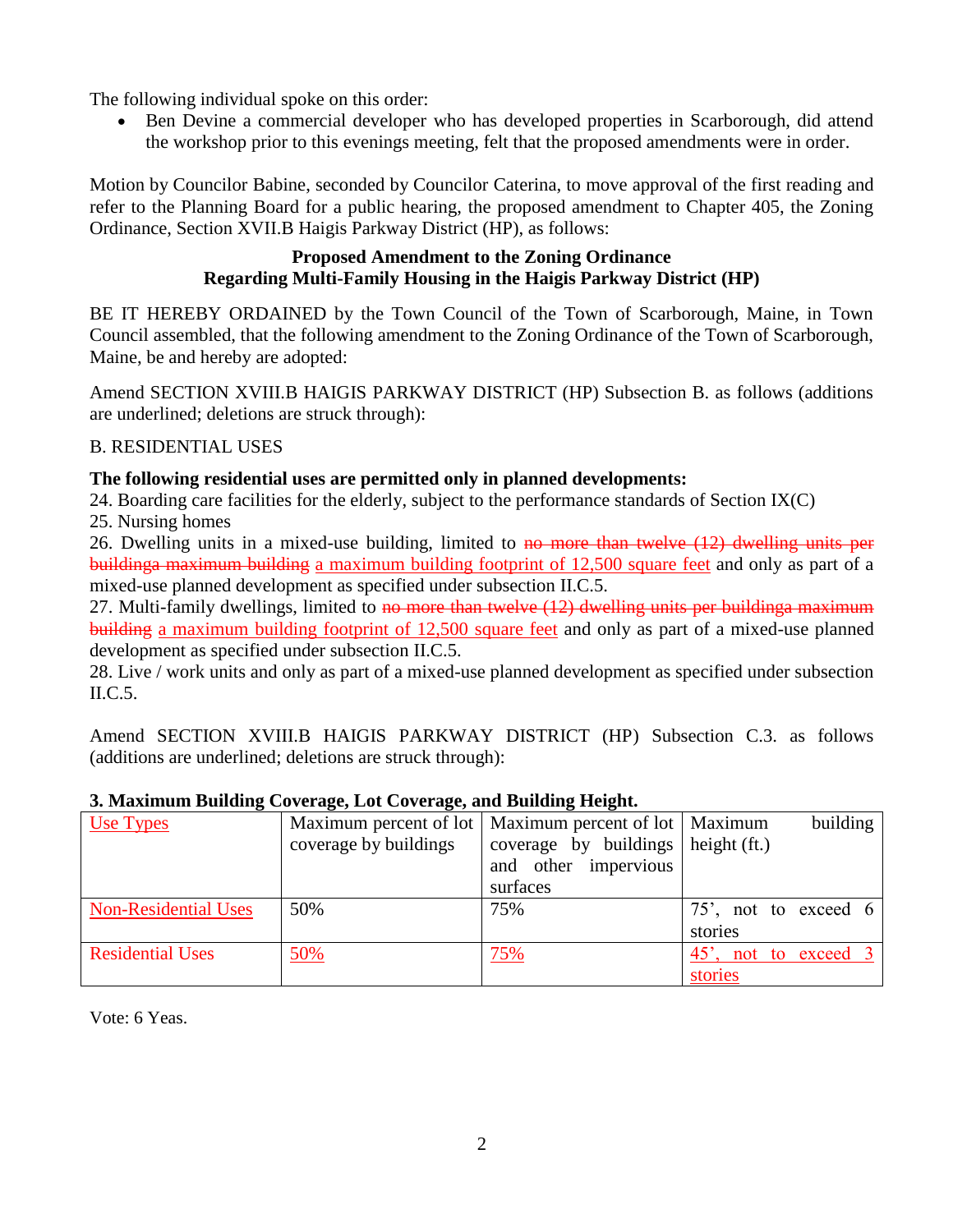The following individual spoke on this order:

- Ben Devine a commercial developer who has developed properties in Scarborough, did attend the workshop prior to this evenings meeting, felt that the proposed amendments were in order.

Motion by Councilor Babine, seconded by Councilor Caterina, to move approval of the first reading and refer to the Planning Board for a public hearing, the proposed amendment to Chapter 405, the Zoning Ordinance, Section XVII.B Haigis Parkway District (HP), as follows:

**Proposed Amendment to the Zoning Ordinance**
**Regarding Multi-Family Housing in the Haigis Parkway District (HP)**

BE IT HEREBY ORDAINED by the Town Council of the Town of Scarborough, Maine, in Town Council assembled, that the following amendment to the Zoning Ordinance of the Town of Scarborough, Maine, be and hereby are adopted:

Amend SECTION XVIII.B HAIGIS PARKWAY DISTRICT (HP) Subsection B. as follows (additions are underlined; deletions are struck through):

B. RESIDENTIAL USES

**The following residential uses are permitted only in planned developments:**

24. Boarding care facilities for the elderly, subject to the performance standards of Section IX(C)
25. Nursing homes
26. Dwelling units in a mixed-use building, limited to ~~no more than twelve (12) dwelling units per buildinga maximum building~~ <u>a maximum building footprint of 12,500 square feet</u> and only as part of a mixed-use planned development as specified under subsection II.C.5.
27. Multi-family dwellings, limited to ~~no more than twelve (12) dwelling units per buildinga maximum building~~ <u>a maximum building footprint of 12,500 square feet</u> and only as part of a mixed-use planned development as specified under subsection II.C.5.
28. Live / work units and only as part of a mixed-use planned development as specified under subsection II.C.5.

Amend SECTION XVIII.B HAIGIS PARKWAY DISTRICT (HP) Subsection C.3. as follows (additions are underlined; deletions are struck through):

**3. Maximum Building Coverage, Lot Coverage, and Building Height.**

| <u>Use Types</u> | Maximum percent of lot coverage by buildings | Maximum percent of lot coverage by buildings and other impervious surfaces | Maximum building height (ft.) |
|---|---|---|---|
| <u>Non-Residential Uses</u> | 50% | 75% | 75', not to exceed 6 stories |
| <u>Residential Uses</u> | <u>50%</u> | <u>75%</u> | <u>45', not to exceed 3 stories</u> |

Vote: 6 Yeas.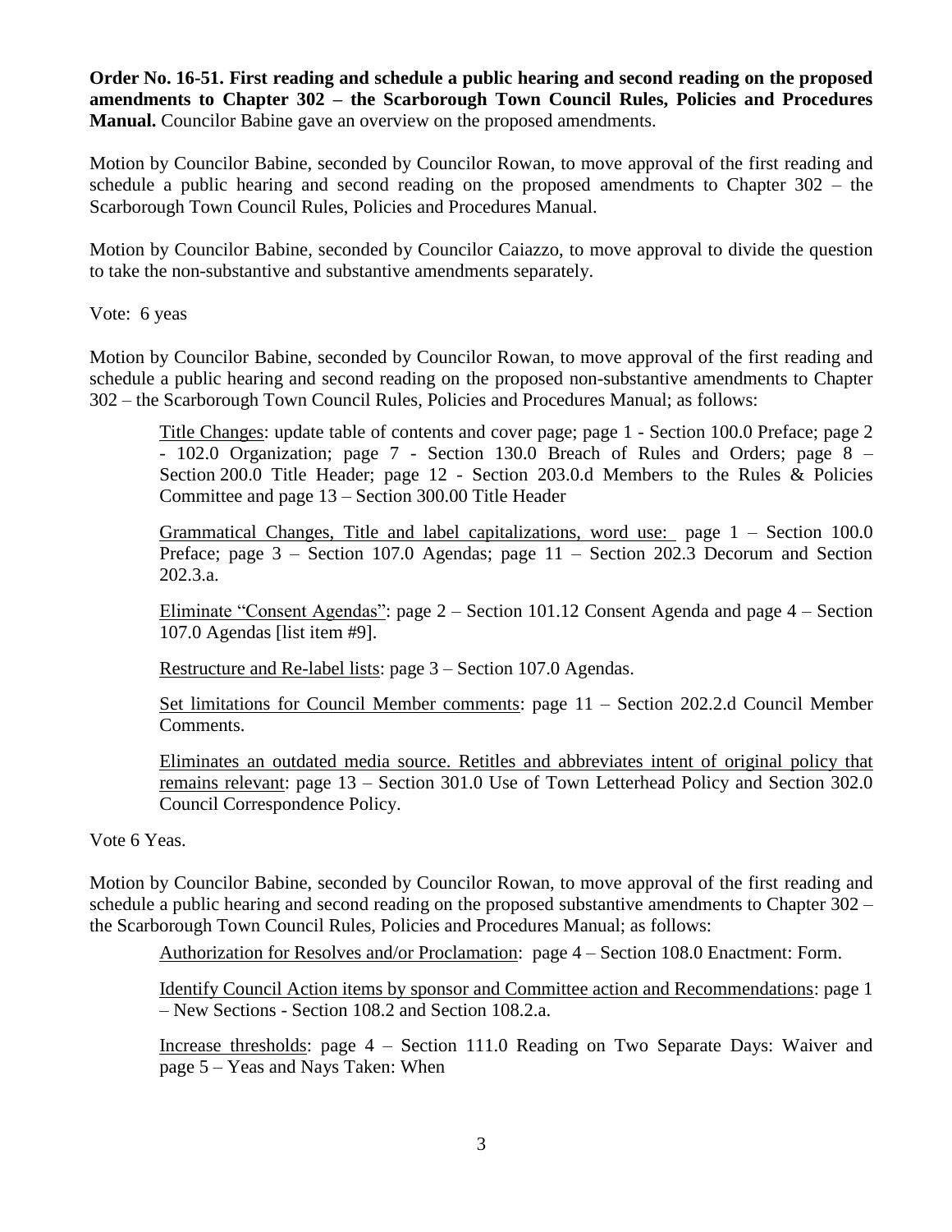**Order No. 16-51. First reading and schedule a public hearing and second reading on the proposed amendments to Chapter 302 – the Scarborough Town Council Rules, Policies and Procedures Manual.** Councilor Babine gave an overview on the proposed amendments.

Motion by Councilor Babine, seconded by Councilor Rowan, to move approval of the first reading and schedule a public hearing and second reading on the proposed amendments to Chapter 302 – the Scarborough Town Council Rules, Policies and Procedures Manual.

Motion by Councilor Babine, seconded by Councilor Caiazzo, to move approval to divide the question to take the non-substantive and substantive amendments separately.

Vote: 6 yeas

Motion by Councilor Babine, seconded by Councilor Rowan, to move approval of the first reading and schedule a public hearing and second reading on the proposed non-substantive amendments to Chapter 302 – the Scarborough Town Council Rules, Policies and Procedures Manual; as follows:

> <u>Title Changes</u>: update table of contents and cover page; page 1 - Section 100.0 Preface; page 2 - 102.0 Organization; page 7 - Section 130.0 Breach of Rules and Orders; page 8 – Section 200.0 Title Header; page 12 - Section 203.0.d Members to the Rules & Policies Committee and page 13 – Section 300.00 Title Header
>
> <u>Grammatical Changes, Title and label capitalizations, word use:</u> page 1 – Section 100.0 Preface; page 3 – Section 107.0 Agendas; page 11 – Section 202.3 Decorum and Section 202.3.a.
>
> <u>Eliminate "Consent Agendas"</u>: page 2 – Section 101.12 Consent Agenda and page 4 – Section 107.0 Agendas [list item #9].
>
> <u>Restructure and Re-label lists</u>: page 3 – Section 107.0 Agendas.
>
> <u>Set limitations for Council Member comments</u>: page 11 – Section 202.2.d Council Member Comments.
>
> <u>Eliminates an outdated media source. Retitles and abbreviates intent of original policy that remains relevant</u>: page 13 – Section 301.0 Use of Town Letterhead Policy and Section 302.0 Council Correspondence Policy.

Vote 6 Yeas.

Motion by Councilor Babine, seconded by Councilor Rowan, to move approval of the first reading and schedule a public hearing and second reading on the proposed substantive amendments to Chapter 302 – the Scarborough Town Council Rules, Policies and Procedures Manual; as follows:

> <u>Authorization for Resolves and/or Proclamation</u>: page 4 – Section 108.0 Enactment: Form.
>
> <u>Identify Council Action items by sponsor and Committee action and Recommendations</u>: page 1 – New Sections - Section 108.2 and Section 108.2.a.
>
> <u>Increase thresholds</u>: page 4 – Section 111.0 Reading on Two Separate Days: Waiver and page 5 – Yeas and Nays Taken: When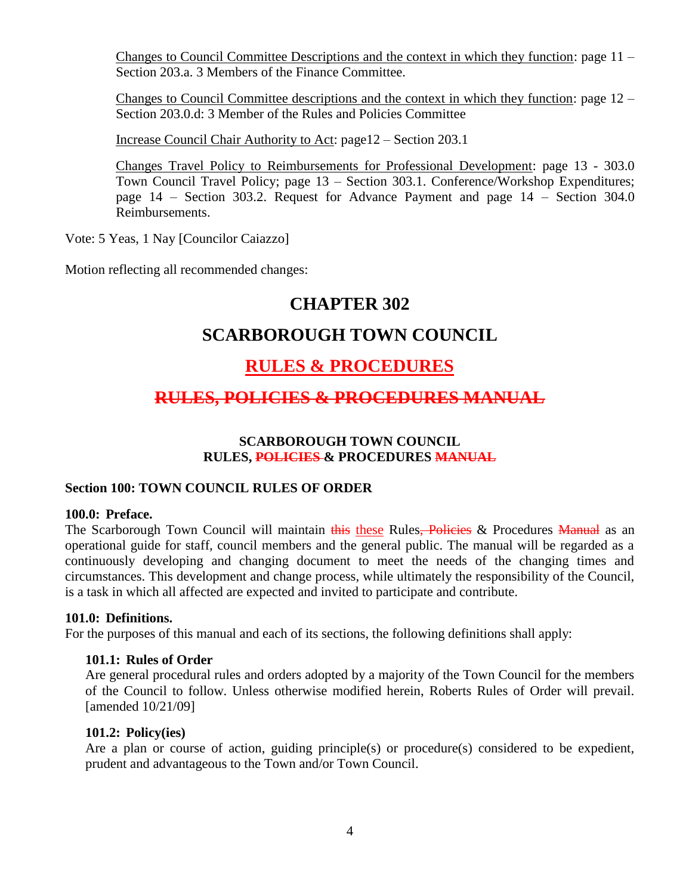Changes to Council Committee Descriptions and the context in which they function: page 11 – Section 203.a. 3 Members of the Finance Committee.

Changes to Council Committee descriptions and the context in which they function: page 12 – Section 203.0.d: 3 Member of the Rules and Policies Committee

Increase Council Chair Authority to Act: page12 – Section 203.1

Changes Travel Policy to Reimbursements for Professional Development: page 13 - 303.0 Town Council Travel Policy; page 13 – Section 303.1. Conference/Workshop Expenditures; page 14 – Section 303.2. Request for Advance Payment and page 14 – Section 304.0 Reimbursements.

Vote: 5 Yeas, 1 Nay [Councilor Caiazzo]

Motion reflecting all recommended changes:

# CHAPTER 302

# SCARBOROUGH TOWN COUNCIL

# <u>RULES & PROCEDURES</u>

# ~~RULES, POLICIES & PROCEDURES MANUAL~~

**SCARBOROUGH TOWN COUNCIL**
**RULES, ~~POLICIES~~ & PROCEDURES ~~MANUAL~~**

### Section 100: TOWN COUNCIL RULES OF ORDER

**100.0: Preface.**
The Scarborough Town Council will maintain ~~this~~ <u>these</u> Rules~~, Policies~~ & Procedures ~~Manual~~ as an operational guide for staff, council members and the general public. The manual will be regarded as a continuously developing and changing document to meet the needs of the changing times and circumstances. This development and change process, while ultimately the responsibility of the Council, is a task in which all affected are expected and invited to participate and contribute.

**101.0: Definitions.**
For the purposes of this manual and each of its sections, the following definitions shall apply:

**101.1: Rules of Order**
Are general procedural rules and orders adopted by a majority of the Town Council for the members of the Council to follow. Unless otherwise modified herein, Roberts Rules of Order will prevail. [amended 10/21/09]

**101.2: Policy(ies)**
Are a plan or course of action, guiding principle(s) or procedure(s) considered to be expedient, prudent and advantageous to the Town and/or Town Council.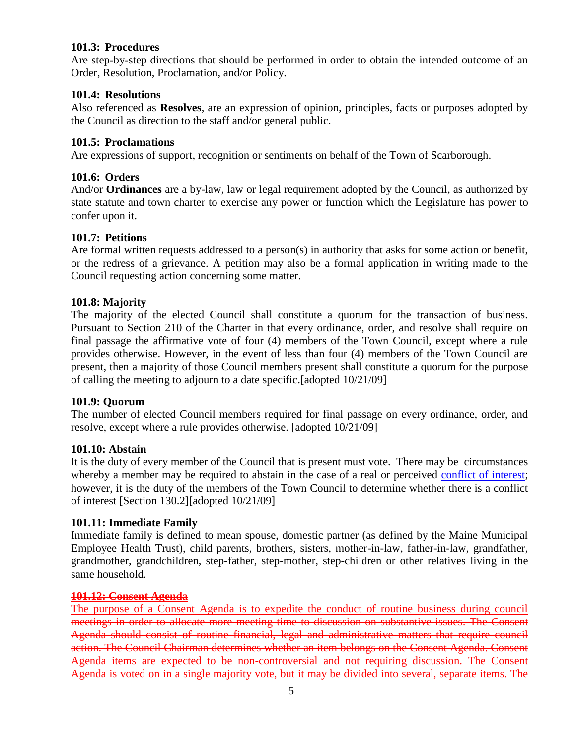**101.3: Procedures**
Are step-by-step directions that should be performed in order to obtain the intended outcome of an Order, Resolution, Proclamation, and/or Policy.

**101.4: Resolutions**
Also referenced as **Resolves**, are an expression of opinion, principles, facts or purposes adopted by the Council as direction to the staff and/or general public.

**101.5: Proclamations**
Are expressions of support, recognition or sentiments on behalf of the Town of Scarborough.

**101.6: Orders**
And/or **Ordinances** are a by-law, law or legal requirement adopted by the Council, as authorized by state statute and town charter to exercise any power or function which the Legislature has power to confer upon it.

**101.7: Petitions**
Are formal written requests addressed to a person(s) in authority that asks for some action or benefit, or the redress of a grievance. A petition may also be a formal application in writing made to the Council requesting action concerning some matter.

**101.8: Majority**
The majority of the elected Council shall constitute a quorum for the transaction of business. Pursuant to Section 210 of the Charter in that every ordinance, order, and resolve shall require on final passage the affirmative vote of four (4) members of the Town Council, except where a rule provides otherwise. However, in the event of less than four (4) members of the Town Council are present, then a majority of those Council members present shall constitute a quorum for the purpose of calling the meeting to adjourn to a date specific.[adopted 10/21/09]

**101.9: Quorum**
The number of elected Council members required for final passage on every ordinance, order, and resolve, except where a rule provides otherwise. [adopted 10/21/09]

**101.10: Abstain**
It is the duty of every member of the Council that is present must vote. There may be circumstances whereby a member may be required to abstain in the case of a real or perceived conflict of interest; however, it is the duty of the members of the Town Council to determine whether there is a conflict of interest [Section 130.2][adopted 10/21/09]

**101.11: Immediate Family**
Immediate family is defined to mean spouse, domestic partner (as defined by the Maine Municipal Employee Health Trust), child parents, brothers, sisters, mother-in-law, father-in-law, grandfather, grandmother, grandchildren, step-father, step-mother, step-children or other relatives living in the same household.

~~**101.12: Consent Agenda**~~
~~The purpose of a Consent Agenda is to expedite the conduct of routine business during council meetings in order to allocate more meeting time to discussion on substantive issues. The Consent Agenda should consist of routine financial, legal and administrative matters that require council action. The Council Chairman determines whether an item belongs on the Consent Agenda. Consent Agenda items are expected to be non-controversial and not requiring discussion. The Consent Agenda is voted on in a single majority vote, but it may be divided into several, separate items. The~~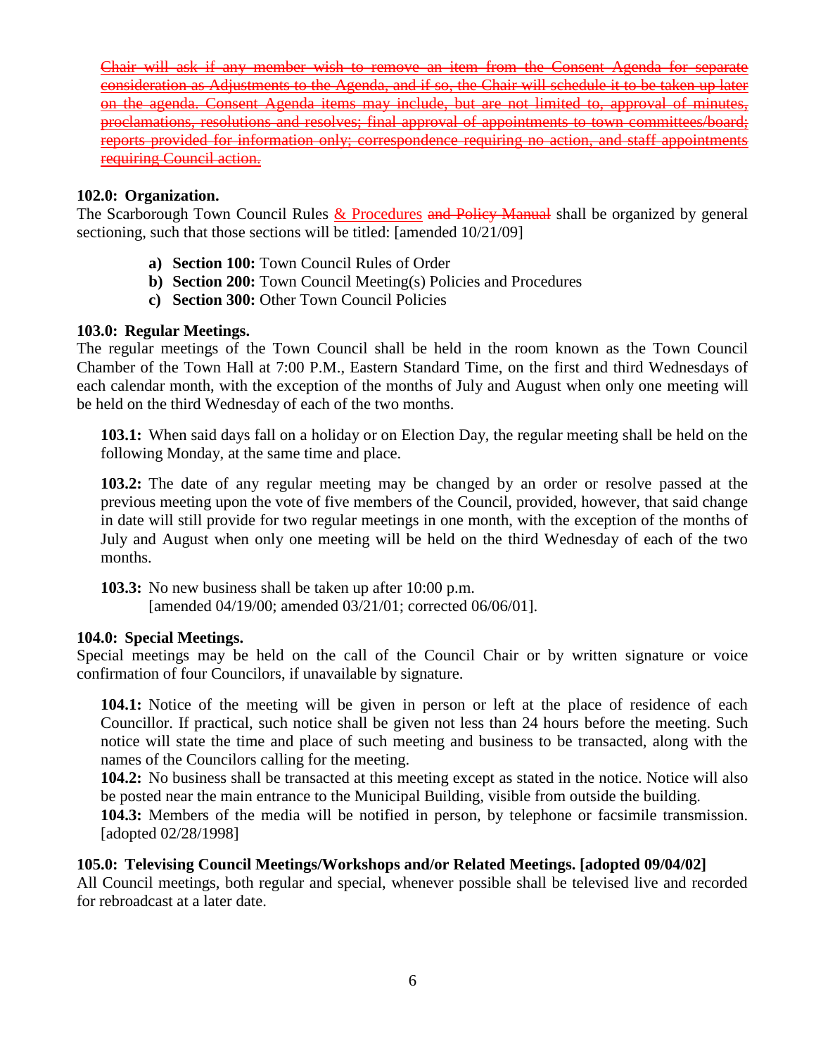~~Chair will ask if any member wish to remove an item from the Consent Agenda for separate consideration as Adjustments to the Agenda, and if so, the Chair will schedule it to be taken up later on the agenda. Consent Agenda items may include, but are not limited to, approval of minutes, proclamations, resolutions and resolves; final approval of appointments to town committees/board; reports provided for information only; correspondence requiring no action, and staff appointments requiring Council action.~~

**102.0: Organization.**
The Scarborough Town Council Rules <u>& Procedures</u> ~~and Policy Manual~~ shall be organized by general sectioning, such that those sections will be titled: [amended 10/21/09]

- **a) Section 100:** Town Council Rules of Order
- **b) Section 200:** Town Council Meeting(s) Policies and Procedures
- **c) Section 300:** Other Town Council Policies

**103.0: Regular Meetings.**
The regular meetings of the Town Council shall be held in the room known as the Town Council Chamber of the Town Hall at 7:00 P.M., Eastern Standard Time, on the first and third Wednesdays of each calendar month, with the exception of the months of July and August when only one meeting will be held on the third Wednesday of each of the two months.

**103.1:** When said days fall on a holiday or on Election Day, the regular meeting shall be held on the following Monday, at the same time and place.

**103.2:** The date of any regular meeting may be changed by an order or resolve passed at the previous meeting upon the vote of five members of the Council, provided, however, that said change in date will still provide for two regular meetings in one month, with the exception of the months of July and August when only one meeting will be held on the third Wednesday of each of the two months.

**103.3:** No new business shall be taken up after 10:00 p.m.
[amended 04/19/00; amended 03/21/01; corrected 06/06/01].

**104.0: Special Meetings.**
Special meetings may be held on the call of the Council Chair or by written signature or voice confirmation of four Councilors, if unavailable by signature.

**104.1:** Notice of the meeting will be given in person or left at the place of residence of each Councillor. If practical, such notice shall be given not less than 24 hours before the meeting. Such notice will state the time and place of such meeting and business to be transacted, along with the names of the Councilors calling for the meeting.

**104.2:** No business shall be transacted at this meeting except as stated in the notice. Notice will also be posted near the main entrance to the Municipal Building, visible from outside the building.

**104.3:** Members of the media will be notified in person, by telephone or facsimile transmission. [adopted 02/28/1998]

**105.0: Televising Council Meetings/Workshops and/or Related Meetings. [adopted 09/04/02]**
All Council meetings, both regular and special, whenever possible shall be televised live and recorded for rebroadcast at a later date.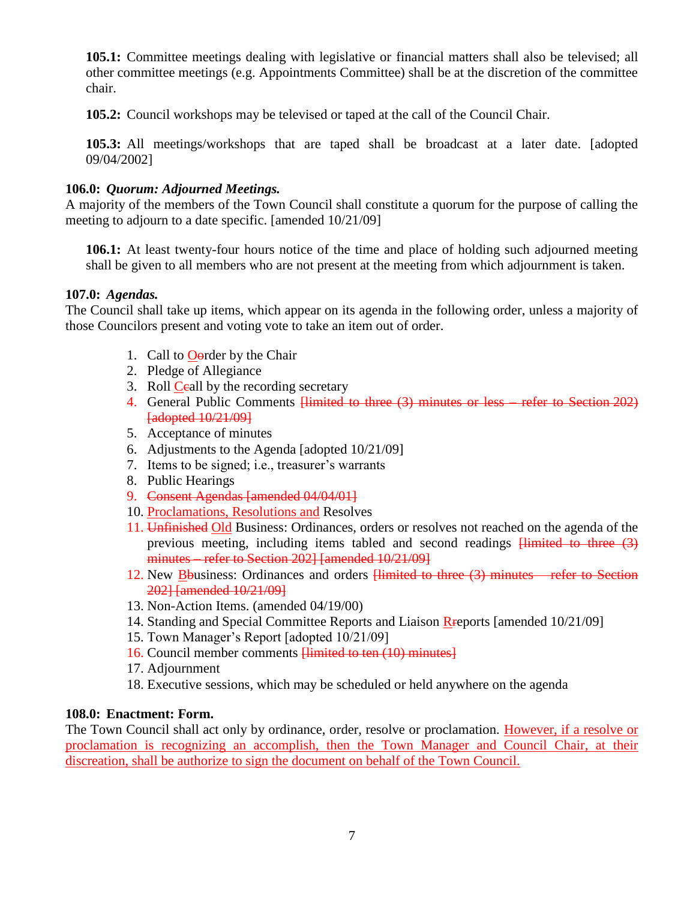**105.1:** Committee meetings dealing with legislative or financial matters shall also be televised; all other committee meetings (e.g. Appointments Committee) shall be at the discretion of the committee chair.

**105.2:** Council workshops may be televised or taped at the call of the Council Chair.

**105.3:** All meetings/workshops that are taped shall be broadcast at a later date. [adopted 09/04/2002]

**106.0:** ***Quorum: Adjourned Meetings.***
A majority of the members of the Town Council shall constitute a quorum for the purpose of calling the meeting to adjourn to a date specific. [amended 10/21/09]

**106.1:** At least twenty-four hours notice of the time and place of holding such adjourned meeting shall be given to all members who are not present at the meeting from which adjournment is taken.

**107.0:** ***Agendas.***
The Council shall take up items, which appear on its agenda in the following order, unless a majority of those Councilors present and voting vote to take an item out of order.

1. Call to O~~o~~rder by the Chair
2. Pledge of Allegiance
3. Roll C~~c~~all by the recording secretary
4. General Public Comments ~~[limited to three (3) minutes or less – refer to Section 202) [adopted 10/21/09]~~
5. Acceptance of minutes
6. Adjustments to the Agenda [adopted 10/21/09]
7. Items to be signed; i.e., treasurer's warrants
8. Public Hearings
9. ~~Consent Agendas [amended 04/04/01]~~
10. Proclamations, Resolutions and Resolves
11. ~~Unfinished~~ Old Business: Ordinances, orders or resolves not reached on the agenda of the previous meeting, including items tabled and second readings ~~[limited to three (3) minutes – refer to Section 202] [amended 10/21/09]~~
12. New B~~b~~usiness: Ordinances and orders ~~[limited to three (3) minutes – refer to Section 202] [amended 10/21/09]~~
13. Non-Action Items. (amended 04/19/00)
14. Standing and Special Committee Reports and Liaison R~~r~~eports [amended 10/21/09]
15. Town Manager's Report [adopted 10/21/09]
16. Council member comments ~~[limited to ten (10) minutes]~~
17. Adjournment
18. Executive sessions, which may be scheduled or held anywhere on the agenda

**108.0: Enactment: Form.**
The Town Council shall act only by ordinance, order, resolve or proclamation. However, if a resolve or proclamation is recognizing an accomplish, then the Town Manager and Council Chair, at their discreation, shall be authorize to sign the document on behalf of the Town Council.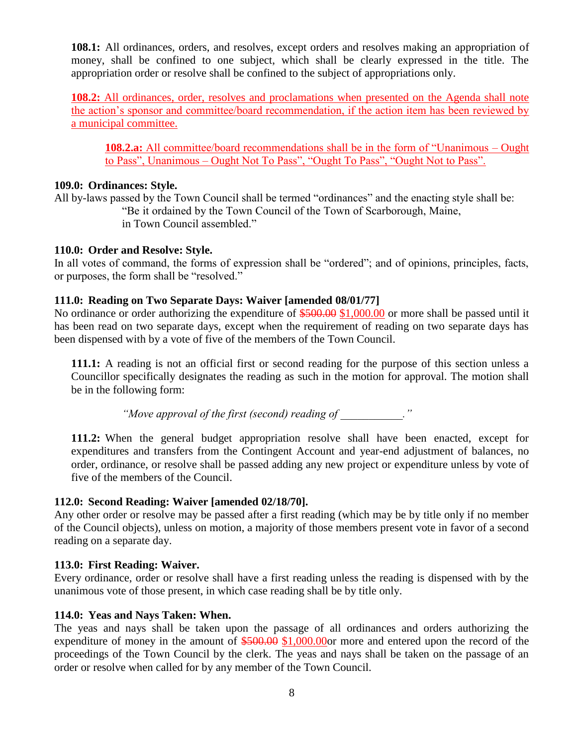**108.1:** All ordinances, orders, and resolves, except orders and resolves making an appropriation of money, shall be confined to one subject, which shall be clearly expressed in the title. The appropriation order or resolve shall be confined to the subject of appropriations only.

<u>**108.2:** All ordinances, order, resolves and proclamations when presented on the Agenda shall note the action's sponsor and committee/board recommendation, if the action item has been reviewed by a municipal committee.</u>

> <u>**108.2.a:** All committee/board recommendations shall be in the form of "Unanimous – Ought to Pass", Unanimous – Ought Not To Pass", "Ought To Pass", "Ought Not to Pass".</u>

**109.0: Ordinances: Style.**

All by-laws passed by the Town Council shall be termed "ordinances" and the enacting style shall be:

> "Be it ordained by the Town Council of the Town of Scarborough, Maine, in Town Council assembled."

**110.0: Order and Resolve: Style.**

In all votes of command, the forms of expression shall be "ordered"; and of opinions, principles, facts, or purposes, the form shall be "resolved."

**111.0: Reading on Two Separate Days: Waiver [amended 08/01/77]**

No ordinance or order authorizing the expenditure of ~~$500.00~~ <u>$1,000.00</u> or more shall be passed until it has been read on two separate days, except when the requirement of reading on two separate days has been dispensed with by a vote of five of the members of the Town Council.

**111.1:** A reading is not an official first or second reading for the purpose of this section unless a Councillor specifically designates the reading as such in the motion for approval. The motion shall be in the following form:

> *"Move approval of the first (second) reading of \_\_\_\_\_\_\_\_\_\_\_."*

**111.2:** When the general budget appropriation resolve shall have been enacted, except for expenditures and transfers from the Contingent Account and year-end adjustment of balances, no order, ordinance, or resolve shall be passed adding any new project or expenditure unless by vote of five of the members of the Council.

**112.0: Second Reading: Waiver [amended 02/18/70].**

Any other order or resolve may be passed after a first reading (which may be by title only if no member of the Council objects), unless on motion, a majority of those members present vote in favor of a second reading on a separate day.

**113.0: First Reading: Waiver.**

Every ordinance, order or resolve shall have a first reading unless the reading is dispensed with by the unanimous vote of those present, in which case reading shall be by title only.

**114.0: Yeas and Nays Taken: When.**

The yeas and nays shall be taken upon the passage of all ordinances and orders authorizing the expenditure of money in the amount of ~~$500.00~~ <u>$1,000.00</u>or more and entered upon the record of the proceedings of the Town Council by the clerk. The yeas and nays shall be taken on the passage of an order or resolve when called for by any member of the Town Council.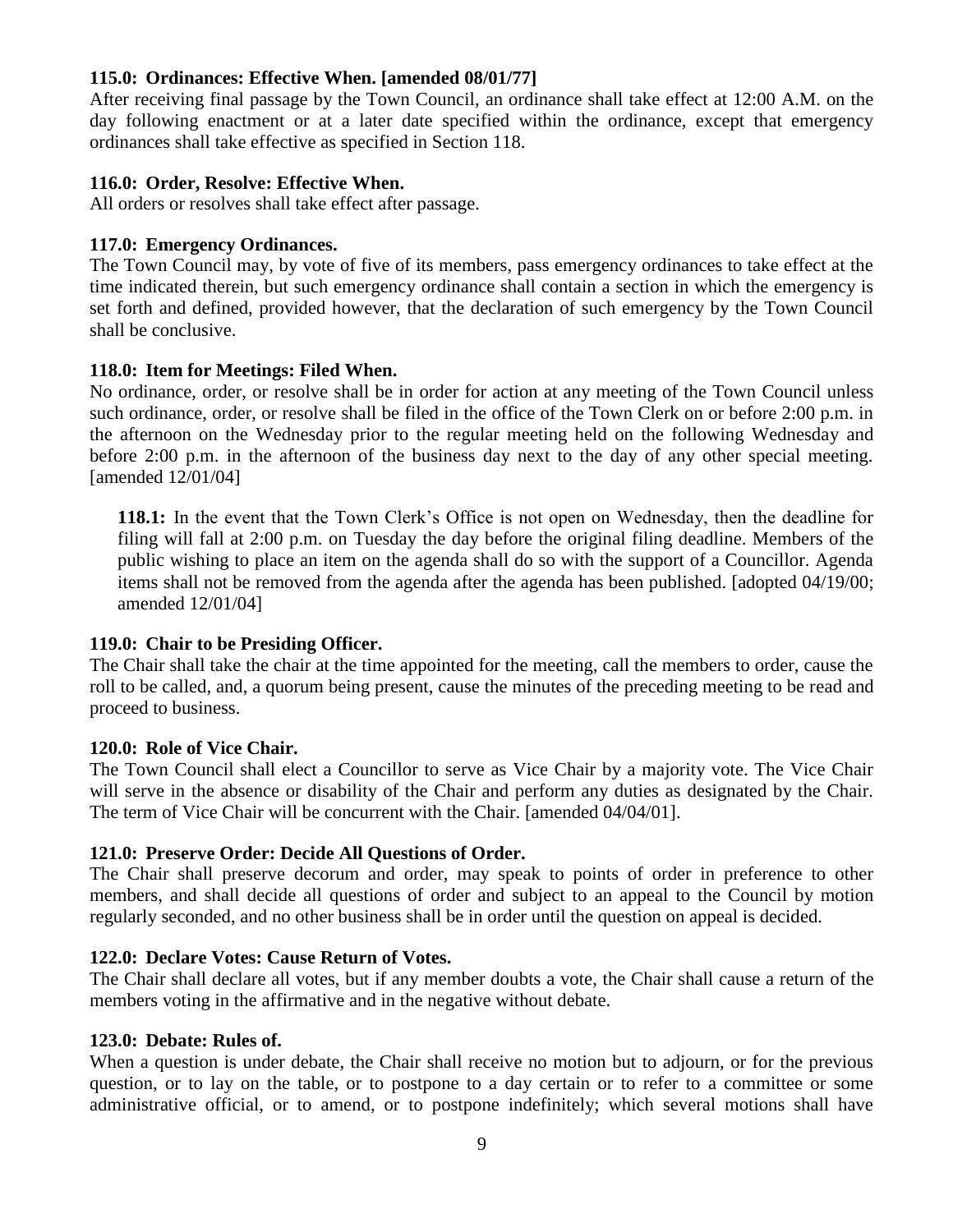**115.0: Ordinances: Effective When. [amended 08/01/77]**

After receiving final passage by the Town Council, an ordinance shall take effect at 12:00 A.M. on the day following enactment or at a later date specified within the ordinance, except that emergency ordinances shall take effective as specified in Section 118.

**116.0: Order, Resolve: Effective When.**

All orders or resolves shall take effect after passage.

**117.0: Emergency Ordinances.**

The Town Council may, by vote of five of its members, pass emergency ordinances to take effect at the time indicated therein, but such emergency ordinance shall contain a section in which the emergency is set forth and defined, provided however, that the declaration of such emergency by the Town Council shall be conclusive.

**118.0: Item for Meetings: Filed When.**

No ordinance, order, or resolve shall be in order for action at any meeting of the Town Council unless such ordinance, order, or resolve shall be filed in the office of the Town Clerk on or before 2:00 p.m. in the afternoon on the Wednesday prior to the regular meeting held on the following Wednesday and before 2:00 p.m. in the afternoon of the business day next to the day of any other special meeting. [amended 12/01/04]

> **118.1:** In the event that the Town Clerk's Office is not open on Wednesday, then the deadline for filing will fall at 2:00 p.m. on Tuesday the day before the original filing deadline. Members of the public wishing to place an item on the agenda shall do so with the support of a Councillor. Agenda items shall not be removed from the agenda after the agenda has been published. [adopted 04/19/00; amended 12/01/04]

**119.0: Chair to be Presiding Officer.**

The Chair shall take the chair at the time appointed for the meeting, call the members to order, cause the roll to be called, and, a quorum being present, cause the minutes of the preceding meeting to be read and proceed to business.

**120.0: Role of Vice Chair.**

The Town Council shall elect a Councillor to serve as Vice Chair by a majority vote. The Vice Chair will serve in the absence or disability of the Chair and perform any duties as designated by the Chair. The term of Vice Chair will be concurrent with the Chair. [amended 04/04/01].

**121.0: Preserve Order: Decide All Questions of Order.**

The Chair shall preserve decorum and order, may speak to points of order in preference to other members, and shall decide all questions of order and subject to an appeal to the Council by motion regularly seconded, and no other business shall be in order until the question on appeal is decided.

**122.0: Declare Votes: Cause Return of Votes.**

The Chair shall declare all votes, but if any member doubts a vote, the Chair shall cause a return of the members voting in the affirmative and in the negative without debate.

**123.0: Debate: Rules of.**

When a question is under debate, the Chair shall receive no motion but to adjourn, or for the previous question, or to lay on the table, or to postpone to a day certain or to refer to a committee or some administrative official, or to amend, or to postpone indefinitely; which several motions shall have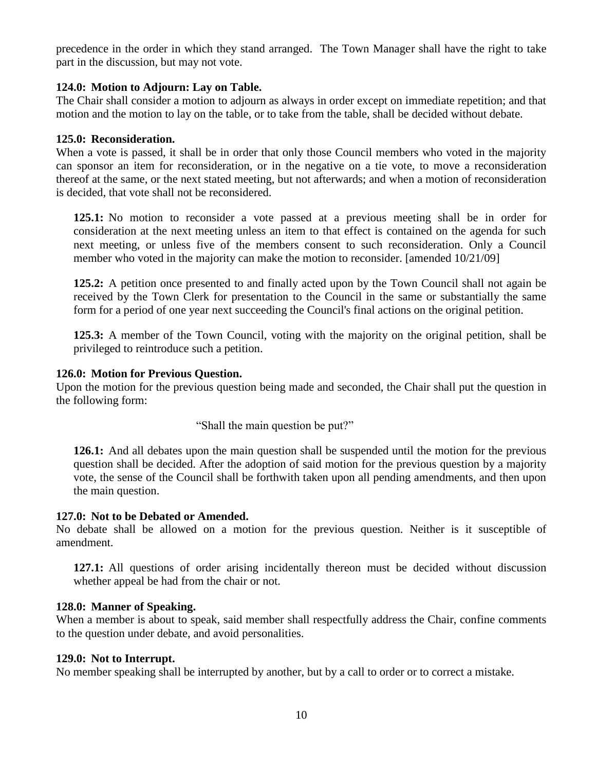precedence in the order in which they stand arranged. The Town Manager shall have the right to take part in the discussion, but may not vote.

**124.0: Motion to Adjourn: Lay on Table.**
The Chair shall consider a motion to adjourn as always in order except on immediate repetition; and that motion and the motion to lay on the table, or to take from the table, shall be decided without debate.

**125.0: Reconsideration.**
When a vote is passed, it shall be in order that only those Council members who voted in the majority can sponsor an item for reconsideration, or in the negative on a tie vote, to move a reconsideration thereof at the same, or the next stated meeting, but not afterwards; and when a motion of reconsideration is decided, that vote shall not be reconsidered.

> **125.1:** No motion to reconsider a vote passed at a previous meeting shall be in order for consideration at the next meeting unless an item to that effect is contained on the agenda for such next meeting, or unless five of the members consent to such reconsideration. Only a Council member who voted in the majority can make the motion to reconsider. [amended 10/21/09]
>
> **125.2:** A petition once presented to and finally acted upon by the Town Council shall not again be received by the Town Clerk for presentation to the Council in the same or substantially the same form for a period of one year next succeeding the Council's final actions on the original petition.
>
> **125.3:** A member of the Town Council, voting with the majority on the original petition, shall be privileged to reintroduce such a petition.

**126.0: Motion for Previous Question.**
Upon the motion for the previous question being made and seconded, the Chair shall put the question in the following form:

"Shall the main question be put?"

> **126.1:** And all debates upon the main question shall be suspended until the motion for the previous question shall be decided. After the adoption of said motion for the previous question by a majority vote, the sense of the Council shall be forthwith taken upon all pending amendments, and then upon the main question.

**127.0: Not to be Debated or Amended.**
No debate shall be allowed on a motion for the previous question. Neither is it susceptible of amendment.

> **127.1:** All questions of order arising incidentally thereon must be decided without discussion whether appeal be had from the chair or not.

**128.0: Manner of Speaking.**
When a member is about to speak, said member shall respectfully address the Chair, confine comments to the question under debate, and avoid personalities.

**129.0: Not to Interrupt.**
No member speaking shall be interrupted by another, but by a call to order or to correct a mistake.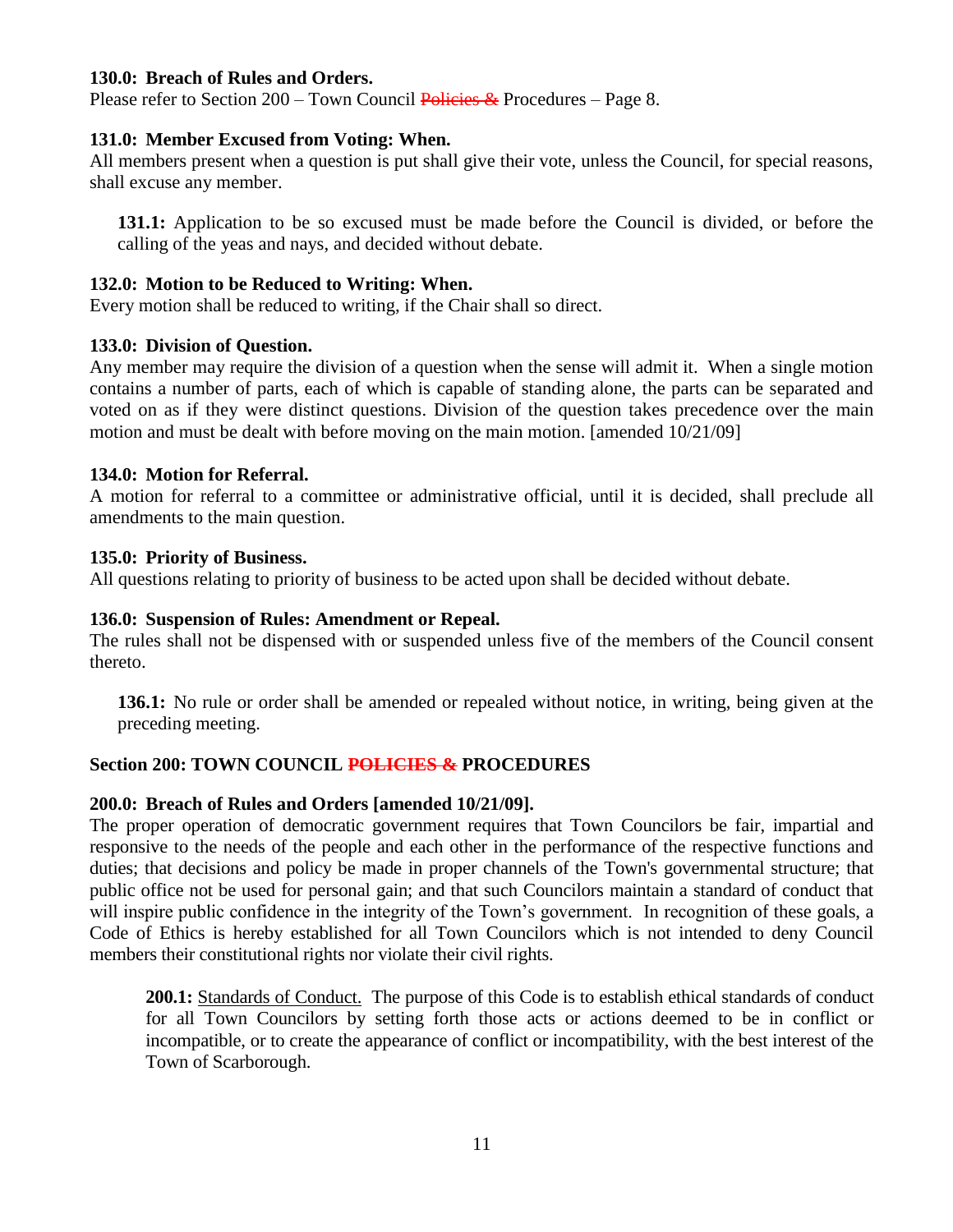**130.0: Breach of Rules and Orders.**
Please refer to Section 200 – Town Council ~~Policies &~~ Procedures – Page 8.

**131.0: Member Excused from Voting: When.**
All members present when a question is put shall give their vote, unless the Council, for special reasons, shall excuse any member.

> **131.1:** Application to be so excused must be made before the Council is divided, or before the calling of the yeas and nays, and decided without debate.

**132.0: Motion to be Reduced to Writing: When.**
Every motion shall be reduced to writing, if the Chair shall so direct.

**133.0: Division of Question.**
Any member may require the division of a question when the sense will admit it. When a single motion contains a number of parts, each of which is capable of standing alone, the parts can be separated and voted on as if they were distinct questions. Division of the question takes precedence over the main motion and must be dealt with before moving on the main motion. [amended 10/21/09]

**134.0: Motion for Referral.**
A motion for referral to a committee or administrative official, until it is decided, shall preclude all amendments to the main question.

**135.0: Priority of Business.**
All questions relating to priority of business to be acted upon shall be decided without debate.

**136.0: Suspension of Rules: Amendment or Repeal.**
The rules shall not be dispensed with or suspended unless five of the members of the Council consent thereto.

> **136.1:** No rule or order shall be amended or repealed without notice, in writing, being given at the preceding meeting.

## Section 200: TOWN COUNCIL ~~POLICIES &~~ PROCEDURES

**200.0: Breach of Rules and Orders [amended 10/21/09].**
The proper operation of democratic government requires that Town Councilors be fair, impartial and responsive to the needs of the people and each other in the performance of the respective functions and duties; that decisions and policy be made in proper channels of the Town's governmental structure; that public office not be used for personal gain; and that such Councilors maintain a standard of conduct that will inspire public confidence in the integrity of the Town's government. In recognition of these goals, a Code of Ethics is hereby established for all Town Councilors which is not intended to deny Council members their constitutional rights nor violate their civil rights.

> **200.1:** Standards of Conduct. The purpose of this Code is to establish ethical standards of conduct for all Town Councilors by setting forth those acts or actions deemed to be in conflict or incompatible, or to create the appearance of conflict or incompatibility, with the best interest of the Town of Scarborough.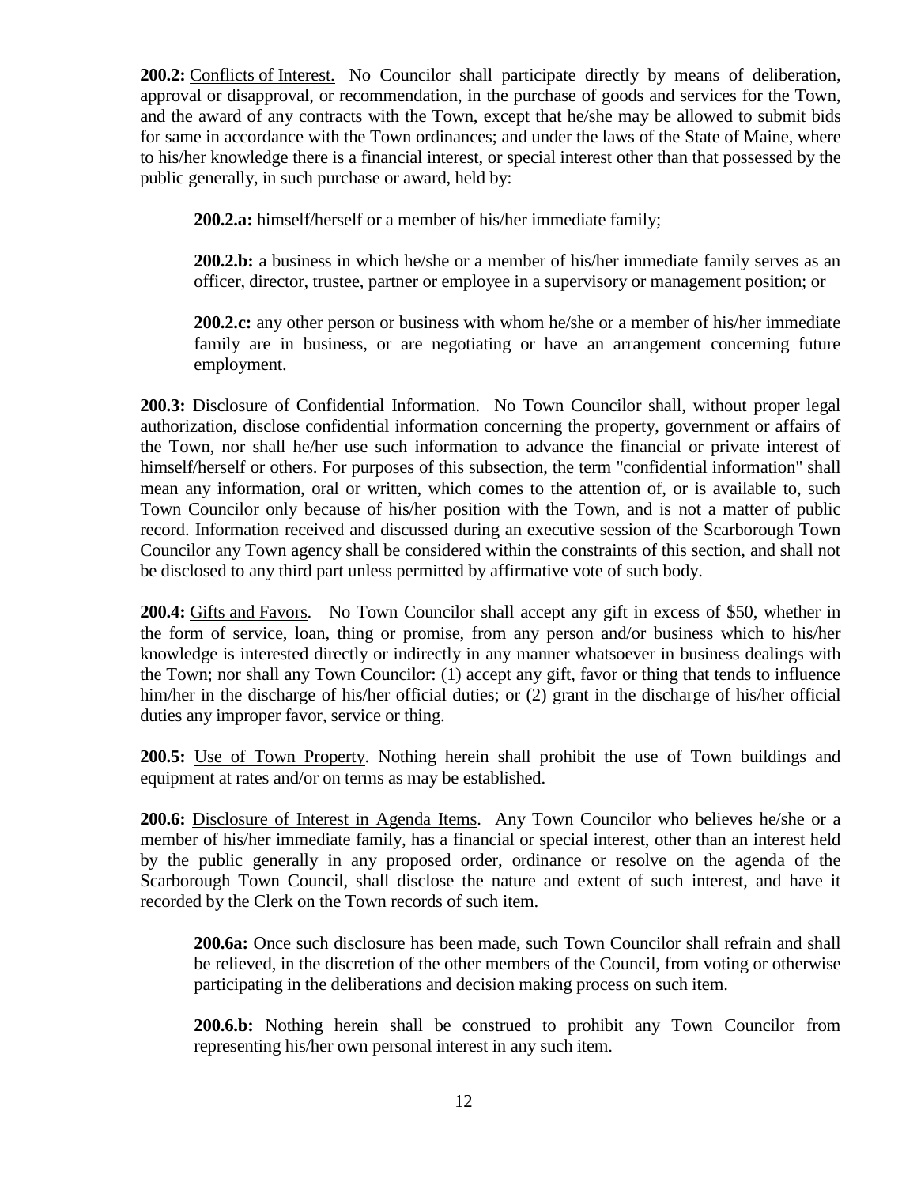**200.2:** <u>Conflicts of Interest.</u> No Councilor shall participate directly by means of deliberation, approval or disapproval, or recommendation, in the purchase of goods and services for the Town, and the award of any contracts with the Town, except that he/she may be allowed to submit bids for same in accordance with the Town ordinances; and under the laws of the State of Maine, where to his/her knowledge there is a financial interest, or special interest other than that possessed by the public generally, in such purchase or award, held by:

> **200.2.a:** himself/herself or a member of his/her immediate family;
>
> **200.2.b:** a business in which he/she or a member of his/her immediate family serves as an officer, director, trustee, partner or employee in a supervisory or management position; or
>
> **200.2.c:** any other person or business with whom he/she or a member of his/her immediate family are in business, or are negotiating or have an arrangement concerning future employment.

**200.3:** <u>Disclosure of Confidential Information</u>. No Town Councilor shall, without proper legal authorization, disclose confidential information concerning the property, government or affairs of the Town, nor shall he/her use such information to advance the financial or private interest of himself/herself or others. For purposes of this subsection, the term "confidential information" shall mean any information, oral or written, which comes to the attention of, or is available to, such Town Councilor only because of his/her position with the Town, and is not a matter of public record. Information received and discussed during an executive session of the Scarborough Town Councilor any Town agency shall be considered within the constraints of this section, and shall not be disclosed to any third part unless permitted by affirmative vote of such body.

**200.4:** <u>Gifts and Favors</u>. No Town Councilor shall accept any gift in excess of $50, whether in the form of service, loan, thing or promise, from any person and/or business which to his/her knowledge is interested directly or indirectly in any manner whatsoever in business dealings with the Town; nor shall any Town Councilor: (1) accept any gift, favor or thing that tends to influence him/her in the discharge of his/her official duties; or (2) grant in the discharge of his/her official duties any improper favor, service or thing.

**200.5:** <u>Use of Town Property</u>. Nothing herein shall prohibit the use of Town buildings and equipment at rates and/or on terms as may be established.

**200.6:** <u>Disclosure of Interest in Agenda Items</u>. Any Town Councilor who believes he/she or a member of his/her immediate family, has a financial or special interest, other than an interest held by the public generally in any proposed order, ordinance or resolve on the agenda of the Scarborough Town Council, shall disclose the nature and extent of such interest, and have it recorded by the Clerk on the Town records of such item.

> **200.6a:** Once such disclosure has been made, such Town Councilor shall refrain and shall be relieved, in the discretion of the other members of the Council, from voting or otherwise participating in the deliberations and decision making process on such item.
>
> **200.6.b:** Nothing herein shall be construed to prohibit any Town Councilor from representing his/her own personal interest in any such item.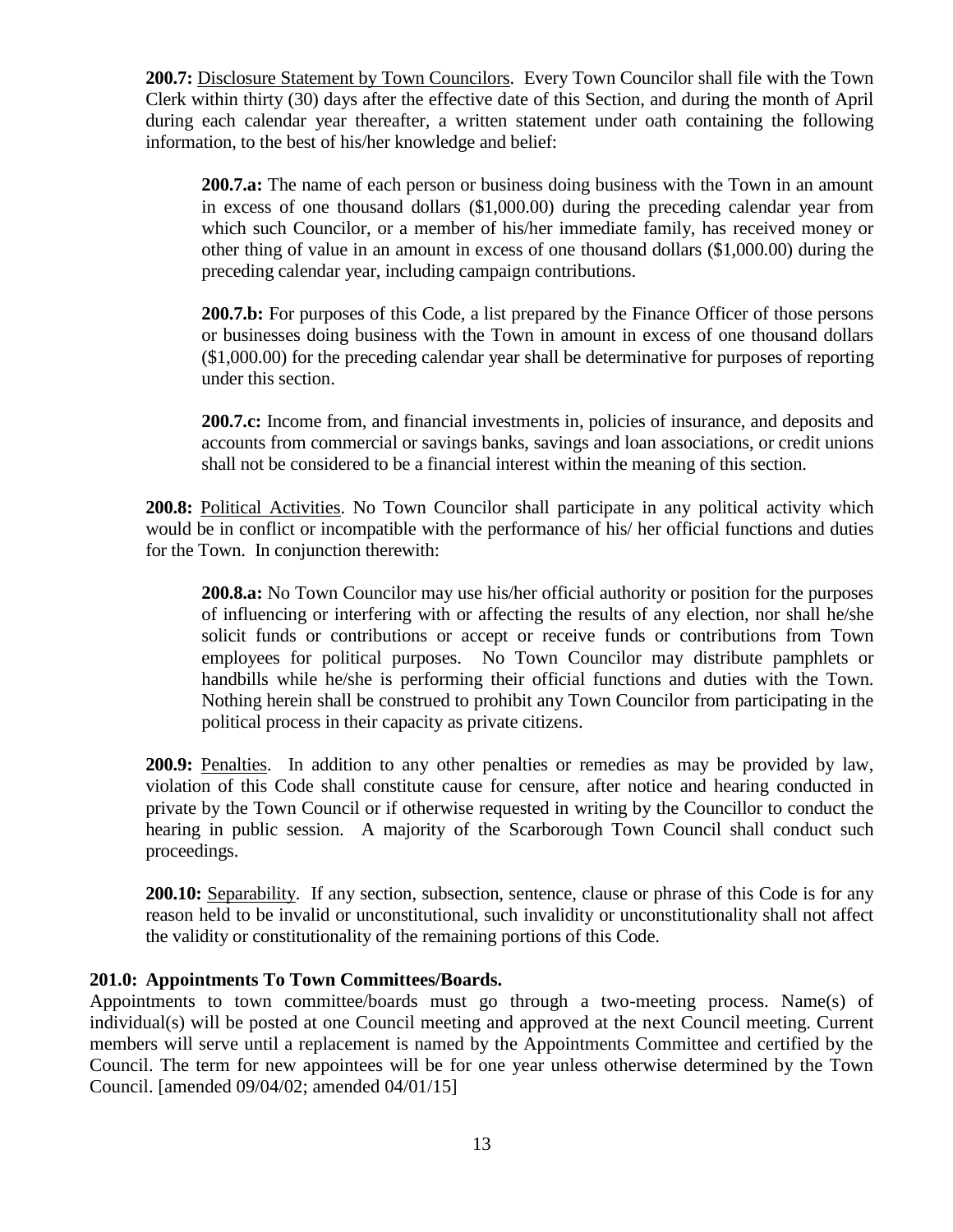**200.7:** <u>Disclosure Statement by Town Councilors</u>. Every Town Councilor shall file with the Town Clerk within thirty (30) days after the effective date of this Section, and during the month of April during each calendar year thereafter, a written statement under oath containing the following information, to the best of his/her knowledge and belief:

> **200.7.a:** The name of each person or business doing business with the Town in an amount in excess of one thousand dollars ($1,000.00) during the preceding calendar year from which such Councilor, or a member of his/her immediate family, has received money or other thing of value in an amount in excess of one thousand dollars ($1,000.00) during the preceding calendar year, including campaign contributions.
>
> **200.7.b:** For purposes of this Code, a list prepared by the Finance Officer of those persons or businesses doing business with the Town in amount in excess of one thousand dollars ($1,000.00) for the preceding calendar year shall be determinative for purposes of reporting under this section.
>
> **200.7.c:** Income from, and financial investments in, policies of insurance, and deposits and accounts from commercial or savings banks, savings and loan associations, or credit unions shall not be considered to be a financial interest within the meaning of this section.

**200.8:** <u>Political Activities</u>. No Town Councilor shall participate in any political activity which would be in conflict or incompatible with the performance of his/ her official functions and duties for the Town. In conjunction therewith:

> **200.8.a:** No Town Councilor may use his/her official authority or position for the purposes of influencing or interfering with or affecting the results of any election, nor shall he/she solicit funds or contributions or accept or receive funds or contributions from Town employees for political purposes. No Town Councilor may distribute pamphlets or handbills while he/she is performing their official functions and duties with the Town. Nothing herein shall be construed to prohibit any Town Councilor from participating in the political process in their capacity as private citizens.

**200.9:** <u>Penalties</u>. In addition to any other penalties or remedies as may be provided by law, violation of this Code shall constitute cause for censure, after notice and hearing conducted in private by the Town Council or if otherwise requested in writing by the Councillor to conduct the hearing in public session. A majority of the Scarborough Town Council shall conduct such proceedings.

**200.10:** <u>Separability</u>. If any section, subsection, sentence, clause or phrase of this Code is for any reason held to be invalid or unconstitutional, such invalidity or unconstitutionality shall not affect the validity or constitutionality of the remaining portions of this Code.

### 201.0: Appointments To Town Committees/Boards.

Appointments to town committee/boards must go through a two-meeting process. Name(s) of individual(s) will be posted at one Council meeting and approved at the next Council meeting. Current members will serve until a replacement is named by the Appointments Committee and certified by the Council. The term for new appointees will be for one year unless otherwise determined by the Town Council. [amended 09/04/02; amended 04/01/15]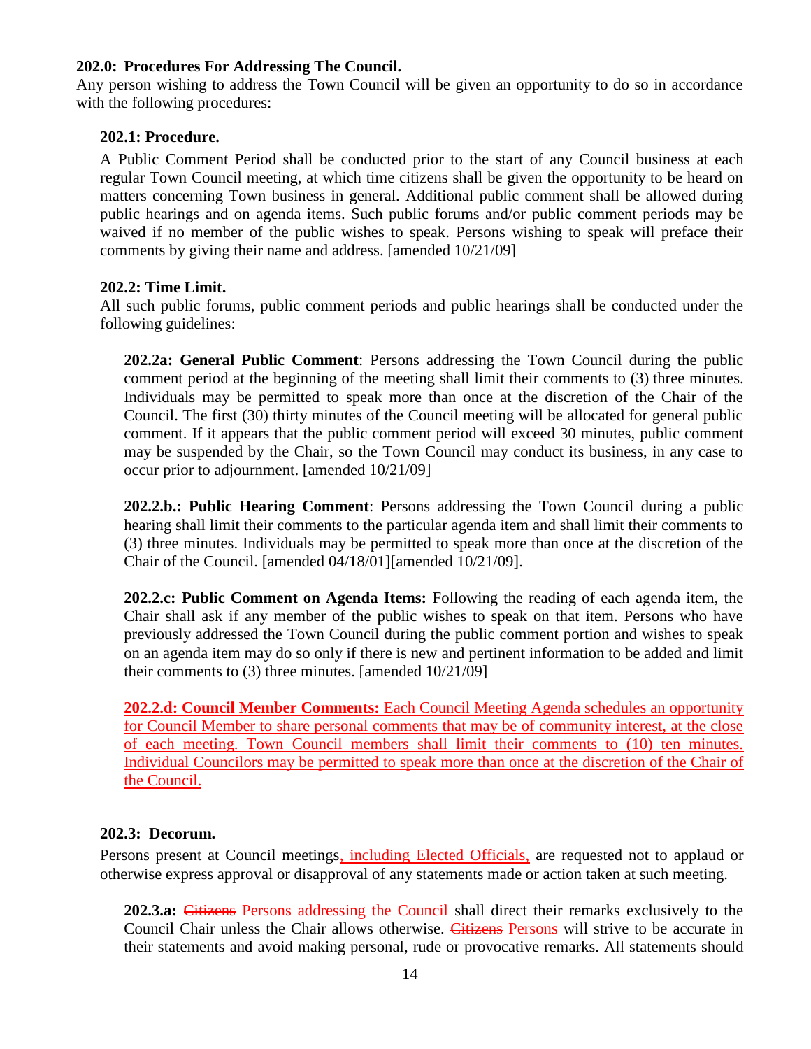**202.0: Procedures For Addressing The Council.**

Any person wishing to address the Town Council will be given an opportunity to do so in accordance with the following procedures:

**202.1: Procedure.**

A Public Comment Period shall be conducted prior to the start of any Council business at each regular Town Council meeting, at which time citizens shall be given the opportunity to be heard on matters concerning Town business in general. Additional public comment shall be allowed during public hearings and on agenda items. Such public forums and/or public comment periods may be waived if no member of the public wishes to speak. Persons wishing to speak will preface their comments by giving their name and address. [amended 10/21/09]

**202.2: Time Limit.**

All such public forums, public comment periods and public hearings shall be conducted under the following guidelines:

**202.2a: General Public Comment**: Persons addressing the Town Council during the public comment period at the beginning of the meeting shall limit their comments to (3) three minutes. Individuals may be permitted to speak more than once at the discretion of the Chair of the Council. The first (30) thirty minutes of the Council meeting will be allocated for general public comment. If it appears that the public comment period will exceed 30 minutes, public comment may be suspended by the Chair, so the Town Council may conduct its business, in any case to occur prior to adjournment. [amended 10/21/09]

**202.2.b.: Public Hearing Comment**: Persons addressing the Town Council during a public hearing shall limit their comments to the particular agenda item and shall limit their comments to (3) three minutes. Individuals may be permitted to speak more than once at the discretion of the Chair of the Council. [amended 04/18/01][amended 10/21/09].

**202.2.c: Public Comment on Agenda Items:** Following the reading of each agenda item, the Chair shall ask if any member of the public wishes to speak on that item. Persons who have previously addressed the Town Council during the public comment portion and wishes to speak on an agenda item may do so only if there is new and pertinent information to be added and limit their comments to (3) three minutes. [amended 10/21/09]

**202.2.d: Council Member Comments:** Each Council Meeting Agenda schedules an opportunity for Council Member to share personal comments that may be of community interest, at the close of each meeting. Town Council members shall limit their comments to (10) ten minutes. Individual Councilors may be permitted to speak more than once at the discretion of the Chair of the Council.

**202.3: Decorum.**

Persons present at Council meetings, including Elected Officials, are requested not to applaud or otherwise express approval or disapproval of any statements made or action taken at such meeting.

**202.3.a:** ~~Citizens~~ Persons addressing the Council shall direct their remarks exclusively to the Council Chair unless the Chair allows otherwise. ~~Citizens~~ Persons will strive to be accurate in their statements and avoid making personal, rude or provocative remarks. All statements should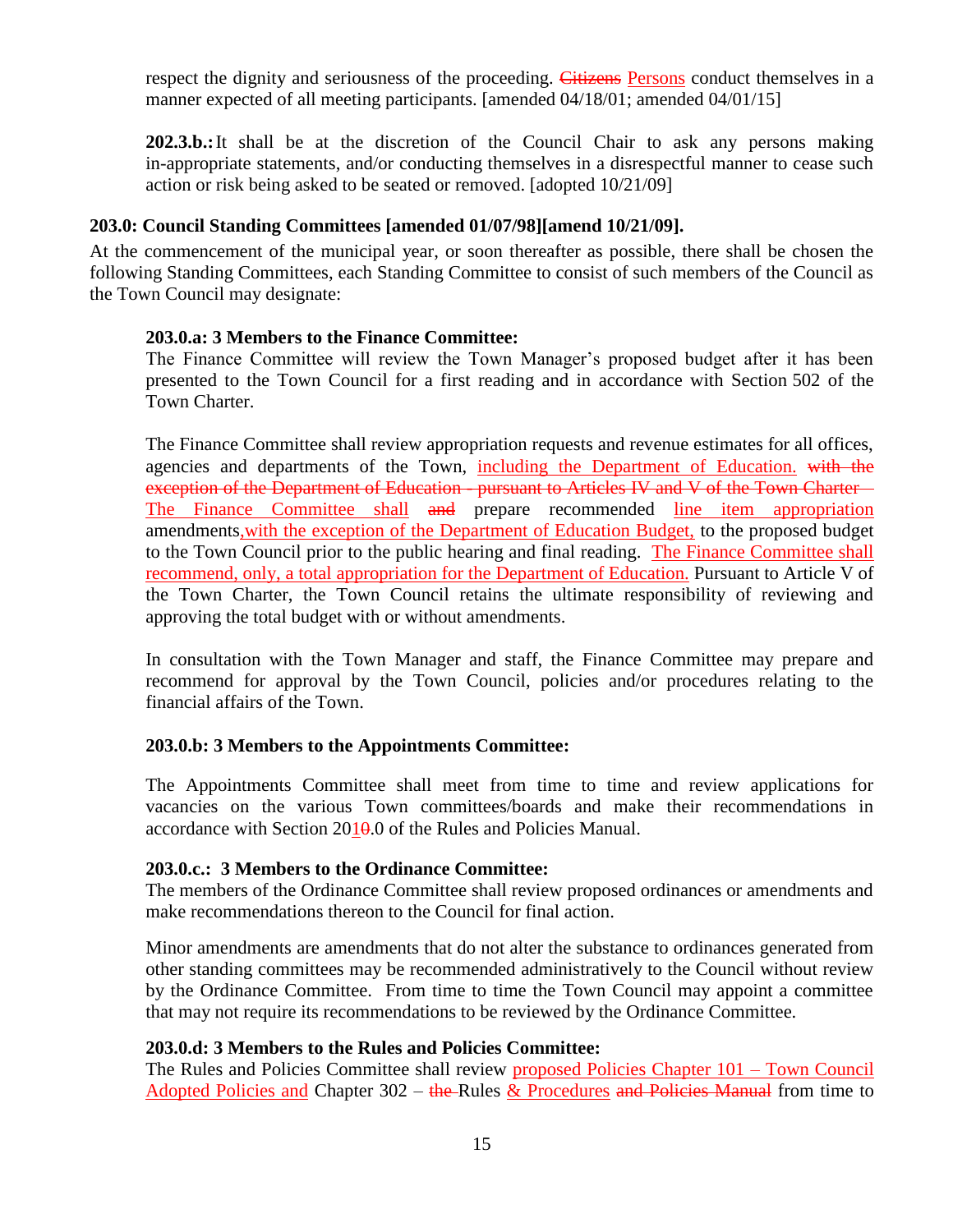respect the dignity and seriousness of the proceeding. ~~Citizens~~ <u>Persons</u> conduct themselves in a manner expected of all meeting participants. [amended 04/18/01; amended 04/01/15]

**202.3.b.:** It shall be at the discretion of the Council Chair to ask any persons making in-appropriate statements, and/or conducting themselves in a disrespectful manner to cease such action or risk being asked to be seated or removed. [adopted 10/21/09]

### 203.0: Council Standing Committees [amended 01/07/98][amend 10/21/09].

At the commencement of the municipal year, or soon thereafter as possible, there shall be chosen the following Standing Committees, each Standing Committee to consist of such members of the Council as the Town Council may designate:

**203.0.a: 3 Members to the Finance Committee:**

The Finance Committee will review the Town Manager's proposed budget after it has been presented to the Town Council for a first reading and in accordance with Section 502 of the Town Charter.

The Finance Committee shall review appropriation requests and revenue estimates for all offices, agencies and departments of the Town, <u>including the Department of Education.</u> ~~with the exception of the Department of Education - pursuant to Articles IV and V of the Town Charter~~ <u>The Finance Committee shall</u> ~~and~~ prepare recommended <u>line item appropriation</u> amendments<u>,with the exception of the Department of Education Budget,</u> to the proposed budget to the Town Council prior to the public hearing and final reading. <u>The Finance Committee shall recommend, only, a total appropriation for the Department of Education.</u> Pursuant to Article V of the Town Charter, the Town Council retains the ultimate responsibility of reviewing and approving the total budget with or without amendments.

In consultation with the Town Manager and staff, the Finance Committee may prepare and recommend for approval by the Town Council, policies and/or procedures relating to the financial affairs of the Town.

**203.0.b: 3 Members to the Appointments Committee:**

The Appointments Committee shall meet from time to time and review applications for vacancies on the various Town committees/boards and make their recommendations in accordance with Section 20<u>1</u>~~0~~.0 of the Rules and Policies Manual.

**203.0.c.: 3 Members to the Ordinance Committee:**

The members of the Ordinance Committee shall review proposed ordinances or amendments and make recommendations thereon to the Council for final action.

Minor amendments are amendments that do not alter the substance to ordinances generated from other standing committees may be recommended administratively to the Council without review by the Ordinance Committee. From time to time the Town Council may appoint a committee that may not require its recommendations to be reviewed by the Ordinance Committee.

**203.0.d: 3 Members to the Rules and Policies Committee:**

The Rules and Policies Committee shall review <u>proposed Policies Chapter 101 – Town Council Adopted Policies and</u> Chapter 302 – ~~the~~ Rules <u>& Procedures</u> ~~and Policies Manual~~ from time to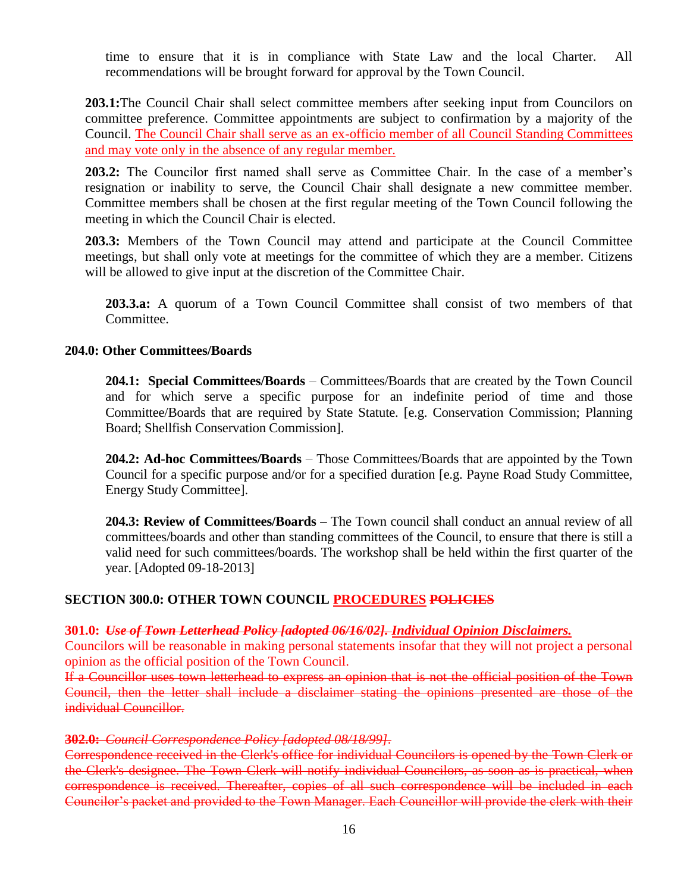time to ensure that it is in compliance with State Law and the local Charter. All recommendations will be brought forward for approval by the Town Council.

**203.1:** The Council Chair shall select committee members after seeking input from Councilors on committee preference. Committee appointments are subject to confirmation by a majority of the Council. <u>The Council Chair shall serve as an ex-officio member of all Council Standing Committees and may vote only in the absence of any regular member.</u>

**203.2:** The Councilor first named shall serve as Committee Chair. In the case of a member's resignation or inability to serve, the Council Chair shall designate a new committee member. Committee members shall be chosen at the first regular meeting of the Town Council following the meeting in which the Council Chair is elected.

**203.3:** Members of the Town Council may attend and participate at the Council Committee meetings, but shall only vote at meetings for the committee of which they are a member. Citizens will be allowed to give input at the discretion of the Committee Chair.

**203.3.a:** A quorum of a Town Council Committee shall consist of two members of that Committee.

### 204.0: Other Committees/Boards

**204.1: Special Committees/Boards** – Committees/Boards that are created by the Town Council and for which serve a specific purpose for an indefinite period of time and those Committee/Boards that are required by State Statute. [e.g. Conservation Commission; Planning Board; Shellfish Conservation Commission].

**204.2: Ad-hoc Committees/Boards** – Those Committees/Boards that are appointed by the Town Council for a specific purpose and/or for a specified duration [e.g. Payne Road Study Committee, Energy Study Committee].

**204.3: Review of Committees/Boards** – The Town council shall conduct an annual review of all committees/boards and other than standing committees of the Council, to ensure that there is still a valid need for such committees/boards. The workshop shall be held within the first quarter of the year. [Adopted 09-18-2013]

## SECTION 300.0: OTHER TOWN COUNCIL <u>PROCEDURES</u> ~~POLICIES~~

**301.0:** ~~*Use of Town Letterhead Policy [adopted 06/16/02].*~~ <u>***Individual Opinion Disclaimers.***</u>

Councilors will be reasonable in making personal statements insofar that they will not project a personal opinion as the official position of the Town Council.

~~If a Councillor uses town letterhead to express an opinion that is not the official position of the Town Council, then the letter shall include a disclaimer stating the opinions presented are those of the individual Councillor.~~

~~**302.0:** *Council Correspondence Policy [adopted 08/18/99].*~~

~~Correspondence received in the Clerk's office for individual Councilors is opened by the Town Clerk or the Clerk's designee. The Town Clerk will notify individual Councilors, as soon as is practical, when correspondence is received. Thereafter, copies of all such correspondence will be included in each Councilor's packet and provided to the Town Manager. Each Councillor will provide the clerk with their~~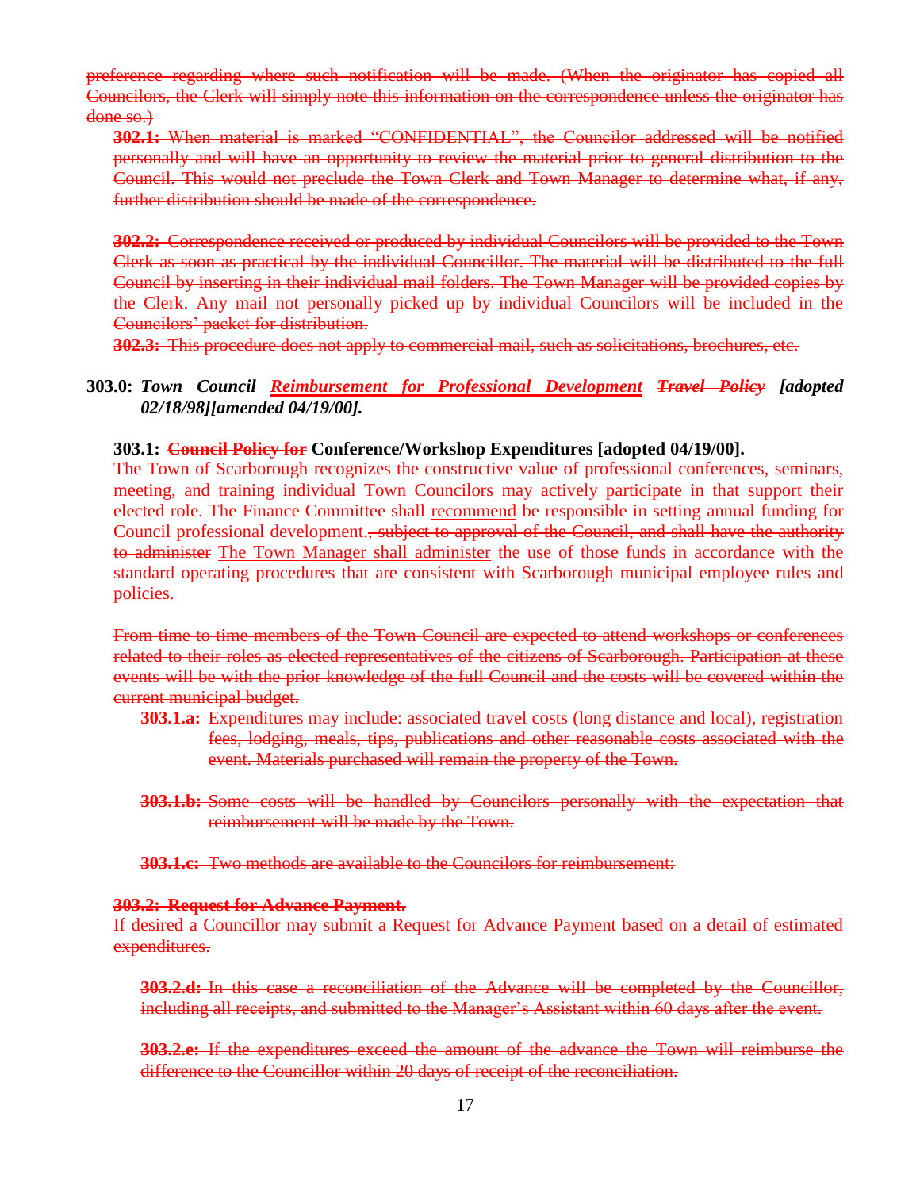~~preference regarding where such notification will be made. (When the originator has copied all Councilors, the Clerk will simply note this information on the correspondence unless the originator has done so.)~~

~~**302.1:** When material is marked "CONFIDENTIAL", the Councilor addressed will be notified personally and will have an opportunity to review the material prior to general distribution to the Council. This would not preclude the Town Clerk and Town Manager to determine what, if any, further distribution should be made of the correspondence.~~

~~**302.2:** Correspondence received or produced by individual Councilors will be provided to the Town Clerk as soon as practical by the individual Councillor. The material will be distributed to the full Council by inserting in their individual mail folders. The Town Manager will be provided copies by the Clerk. Any mail not personally picked up by individual Councilors will be included in the Councilors' packet for distribution.~~

~~**302.3:** This procedure does not apply to commercial mail, such as solicitations, brochures, etc.~~

**303.0:** ***Town Council <u>Reimbursement for Professional Development</u> ~~Travel Policy~~ [adopted 02/18/98][amended 04/19/00].***

**303.1: ~~Council Policy for~~ Conference/Workshop Expenditures [adopted 04/19/00].**

The Town of Scarborough recognizes the constructive value of professional conferences, seminars, meeting, and training individual Town Councilors may actively participate in that support their elected role. The Finance Committee shall <u>recommend</u> ~~be responsible in setting~~ annual funding for Council professional development.~~, subject to approval of the Council, and shall have the authority to administer~~ <u>The Town Manager shall administer</u> the use of those funds in accordance with the standard operating procedures that are consistent with Scarborough municipal employee rules and policies.

~~From time to time members of the Town Council are expected to attend workshops or conferences related to their roles as elected representatives of the citizens of Scarborough. Participation at these events will be with the prior knowledge of the full Council and the costs will be covered within the current municipal budget.~~

~~**303.1.a:** Expenditures may include: associated travel costs (long distance and local), registration fees, lodging, meals, tips, publications and other reasonable costs associated with the event. Materials purchased will remain the property of the Town.~~

~~**303.1.b:** Some costs will be handled by Councilors personally with the expectation that reimbursement will be made by the Town.~~

~~**303.1.c:** Two methods are available to the Councilors for reimbursement:~~

~~**303.2: Request for Advance Payment.**~~

~~If desired a Councillor may submit a Request for Advance Payment based on a detail of estimated expenditures.~~

~~**303.2.d:** In this case a reconciliation of the Advance will be completed by the Councillor, including all receipts, and submitted to the Manager's Assistant within 60 days after the event.~~

~~**303.2.e:** If the expenditures exceed the amount of the advance the Town will reimburse the difference to the Councillor within 20 days of receipt of the reconciliation.~~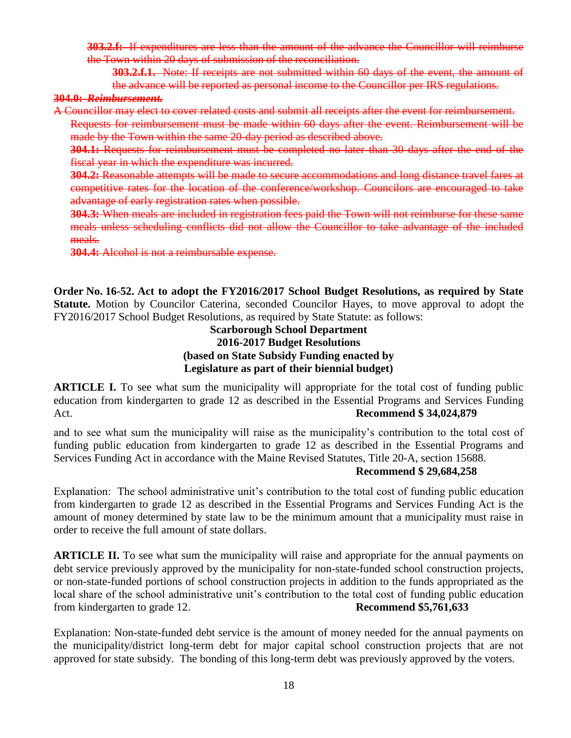~~**303.2.f:** If expenditures are less than the amount of the advance the Councillor will reimburse the Town within 20 days of submission of the reconciliation.~~

~~**303.2.f.1.** Note: If receipts are not submitted within 60 days of the event, the amount of the advance will be reported as personal income to the Councillor per IRS regulations.~~

~~**304.0:** ***Reimbursement.***~~

~~A Councillor may elect to cover related costs and submit all receipts after the event for reimbursement. Requests for reimbursement must be made within 60 days after the event. Reimbursement will be made by the Town within the same 20-day period as described above.~~

~~**304.1:** Requests for reimbursement must be completed no later than 30 days after the end of the fiscal year in which the expenditure was incurred.~~

~~**304.2:** Reasonable attempts will be made to secure accommodations and long distance travel fares at competitive rates for the location of the conference/workshop. Councilors are encouraged to take advantage of early registration rates when possible.~~

~~**304.3:** When meals are included in registration fees paid the Town will not reimburse for these same meals unless scheduling conflicts did not allow the Councillor to take advantage of the included meals.~~

~~**304.4:** Alcohol is not a reimbursable expense.~~

**Order No. 16-52. Act to adopt the FY2016/2017 School Budget Resolutions, as required by State Statute.** Motion by Councilor Caterina, seconded Councilor Hayes, to move approval to adopt the FY2016/2017 School Budget Resolutions, as required by State Statute: as follows:

**Scarborough School Department**
**2016-2017 Budget Resolutions**
**(based on State Subsidy Funding enacted by Legislature as part of their biennial budget)**

**ARTICLE I.** To see what sum the municipality will appropriate for the total cost of funding public education from kindergarten to grade 12 as described in the Essential Programs and Services Funding Act. **Recommend $ 34,024,879**

and to see what sum the municipality will raise as the municipality's contribution to the total cost of funding public education from kindergarten to grade 12 as described in the Essential Programs and Services Funding Act in accordance with the Maine Revised Statutes, Title 20-A, section 15688.
**Recommend $ 29,684,258**

Explanation: The school administrative unit's contribution to the total cost of funding public education from kindergarten to grade 12 as described in the Essential Programs and Services Funding Act is the amount of money determined by state law to be the minimum amount that a municipality must raise in order to receive the full amount of state dollars.

**ARTICLE II.** To see what sum the municipality will raise and appropriate for the annual payments on debt service previously approved by the municipality for non-state-funded school construction projects, or non-state-funded portions of school construction projects in addition to the funds appropriated as the local share of the school administrative unit's contribution to the total cost of funding public education from kindergarten to grade 12. **Recommend $5,761,633**

Explanation: Non-state-funded debt service is the amount of money needed for the annual payments on the municipality/district long-term debt for major capital school construction projects that are not approved for state subsidy. The bonding of this long-term debt was previously approved by the voters.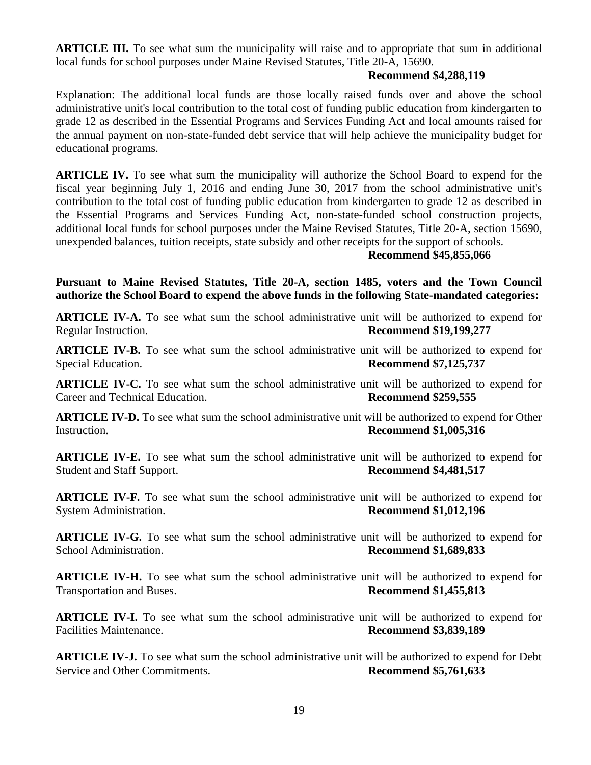**ARTICLE III.** To see what sum the municipality will raise and to appropriate that sum in additional local funds for school purposes under Maine Revised Statutes, Title 20-A, 15690.

**Recommend $4,288,119**

Explanation: The additional local funds are those locally raised funds over and above the school administrative unit's local contribution to the total cost of funding public education from kindergarten to grade 12 as described in the Essential Programs and Services Funding Act and local amounts raised for the annual payment on non-state-funded debt service that will help achieve the municipality budget for educational programs.

**ARTICLE IV.** To see what sum the municipality will authorize the School Board to expend for the fiscal year beginning July 1, 2016 and ending June 30, 2017 from the school administrative unit's contribution to the total cost of funding public education from kindergarten to grade 12 as described in the Essential Programs and Services Funding Act, non-state-funded school construction projects, additional local funds for school purposes under the Maine Revised Statutes, Title 20-A, section 15690, unexpended balances, tuition receipts, state subsidy and other receipts for the support of schools.

**Recommend $45,855,066**

**Pursuant to Maine Revised Statutes, Title 20-A, section 1485, voters and the Town Council authorize the School Board to expend the above funds in the following State-mandated categories:**

**ARTICLE IV-A.** To see what sum the school administrative unit will be authorized to expend for Regular Instruction. **Recommend $19,199,277**

**ARTICLE IV-B.** To see what sum the school administrative unit will be authorized to expend for Special Education. **Recommend $7,125,737**

**ARTICLE IV-C.** To see what sum the school administrative unit will be authorized to expend for Career and Technical Education. **Recommend $259,555**

**ARTICLE IV-D.** To see what sum the school administrative unit will be authorized to expend for Other Instruction. **Recommend $1,005,316**

**ARTICLE IV-E.** To see what sum the school administrative unit will be authorized to expend for Student and Staff Support. **Recommend $4,481,517**

**ARTICLE IV-F.** To see what sum the school administrative unit will be authorized to expend for System Administration. **Recommend $1,012,196**

**ARTICLE IV-G.** To see what sum the school administrative unit will be authorized to expend for School Administration. **Recommend $1,689,833**

**ARTICLE IV-H.** To see what sum the school administrative unit will be authorized to expend for Transportation and Buses. **Recommend $1,455,813**

**ARTICLE IV-I.** To see what sum the school administrative unit will be authorized to expend for Facilities Maintenance. **Recommend $3,839,189**

**ARTICLE IV-J.** To see what sum the school administrative unit will be authorized to expend for Debt Service and Other Commitments. **Recommend $5,761,633**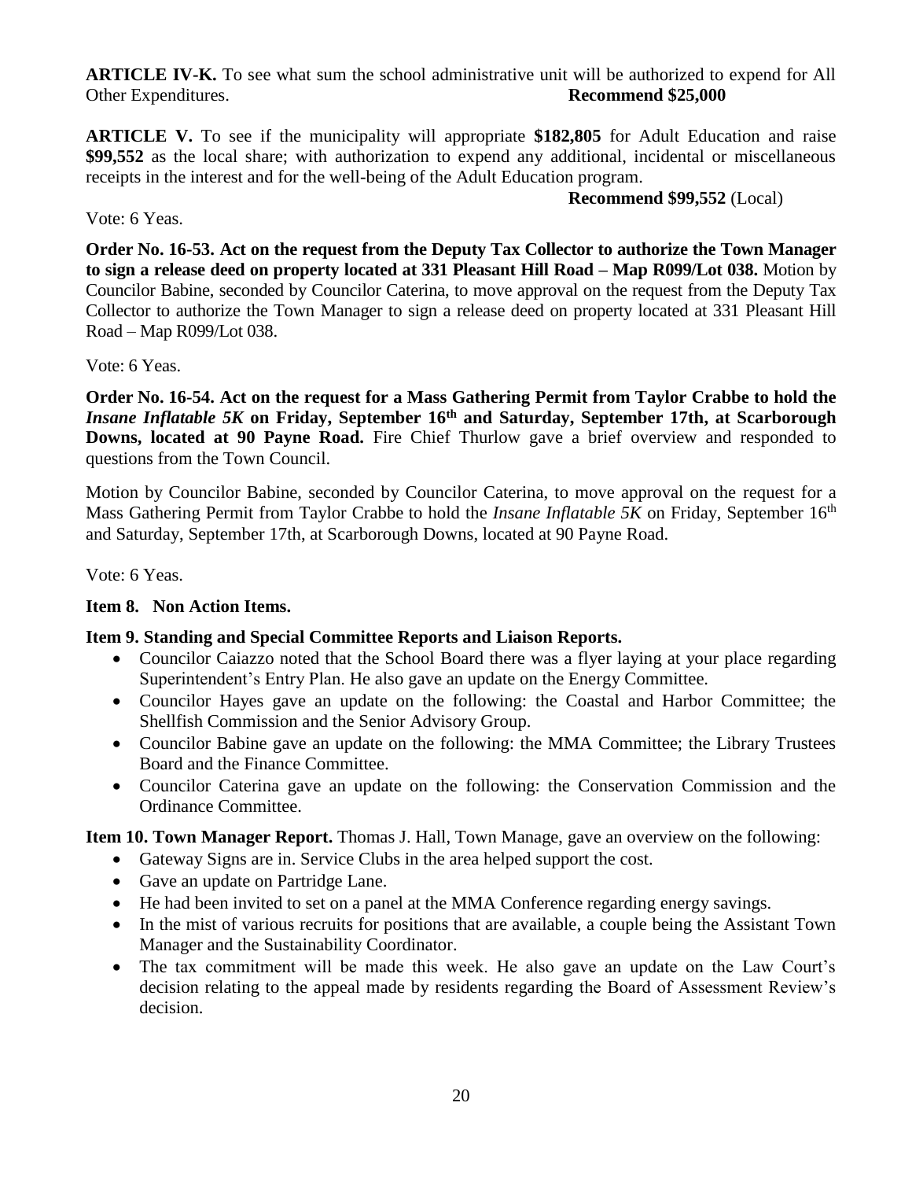**ARTICLE IV-K.** To see what sum the school administrative unit will be authorized to expend for All Other Expenditures. **Recommend $25,000**

**ARTICLE V.** To see if the municipality will appropriate **$182,805** for Adult Education and raise **$99,552** as the local share; with authorization to expend any additional, incidental or miscellaneous receipts in the interest and for the well-being of the Adult Education program.

**Recommend $99,552** (Local)

Vote: 6 Yeas.

**Order No. 16-53. Act on the request from the Deputy Tax Collector to authorize the Town Manager to sign a release deed on property located at 331 Pleasant Hill Road – Map R099/Lot 038.** Motion by Councilor Babine, seconded by Councilor Caterina, to move approval on the request from the Deputy Tax Collector to authorize the Town Manager to sign a release deed on property located at 331 Pleasant Hill Road – Map R099/Lot 038.

Vote: 6 Yeas.

**Order No. 16-54. Act on the request for a Mass Gathering Permit from Taylor Crabbe to hold the *Insane Inflatable 5K* on Friday, September 16th and Saturday, September 17th, at Scarborough Downs, located at 90 Payne Road.** Fire Chief Thurlow gave a brief overview and responded to questions from the Town Council.

Motion by Councilor Babine, seconded by Councilor Caterina, to move approval on the request for a Mass Gathering Permit from Taylor Crabbe to hold the *Insane Inflatable 5K* on Friday, September 16th and Saturday, September 17th, at Scarborough Downs, located at 90 Payne Road.

Vote: 6 Yeas.

**Item 8. Non Action Items.**

**Item 9. Standing and Special Committee Reports and Liaison Reports.**

- Councilor Caiazzo noted that the School Board there was a flyer laying at your place regarding Superintendent's Entry Plan. He also gave an update on the Energy Committee.
- Councilor Hayes gave an update on the following: the Coastal and Harbor Committee; the Shellfish Commission and the Senior Advisory Group.
- Councilor Babine gave an update on the following: the MMA Committee; the Library Trustees Board and the Finance Committee.
- Councilor Caterina gave an update on the following: the Conservation Commission and the Ordinance Committee.

**Item 10. Town Manager Report.** Thomas J. Hall, Town Manage, gave an overview on the following:

- Gateway Signs are in. Service Clubs in the area helped support the cost.
- Gave an update on Partridge Lane.
- He had been invited to set on a panel at the MMA Conference regarding energy savings.
- In the mist of various recruits for positions that are available, a couple being the Assistant Town Manager and the Sustainability Coordinator.
- The tax commitment will be made this week. He also gave an update on the Law Court's decision relating to the appeal made by residents regarding the Board of Assessment Review's decision.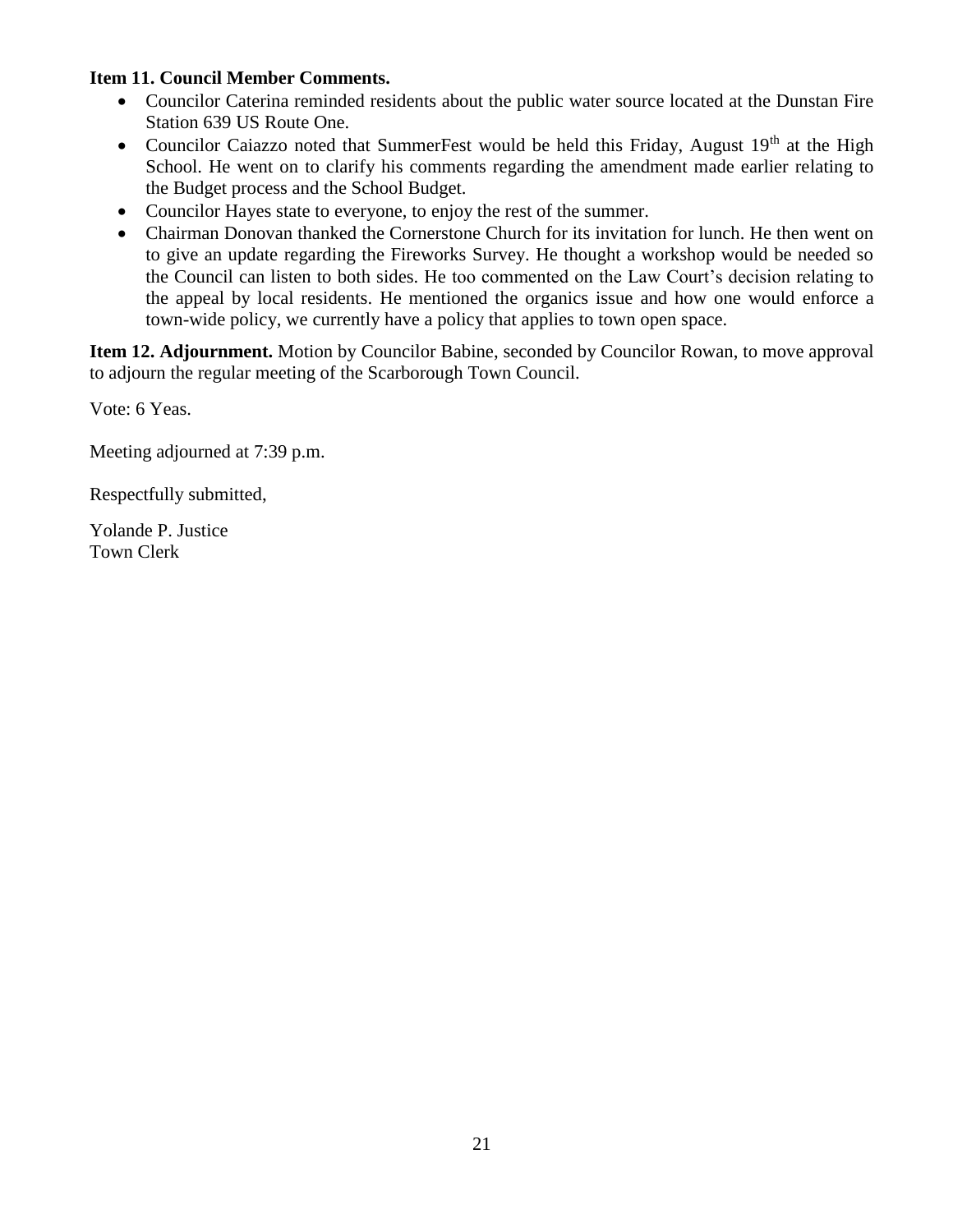**Item 11. Council Member Comments.**

- Councilor Caterina reminded residents about the public water source located at the Dunstan Fire Station 639 US Route One.
- Councilor Caiazzo noted that SummerFest would be held this Friday, August 19th at the High School. He went on to clarify his comments regarding the amendment made earlier relating to the Budget process and the School Budget.
- Councilor Hayes state to everyone, to enjoy the rest of the summer.
- Chairman Donovan thanked the Cornerstone Church for its invitation for lunch. He then went on to give an update regarding the Fireworks Survey. He thought a workshop would be needed so the Council can listen to both sides. He too commented on the Law Court's decision relating to the appeal by local residents. He mentioned the organics issue and how one would enforce a town-wide policy, we currently have a policy that applies to town open space.

**Item 12. Adjournment.** Motion by Councilor Babine, seconded by Councilor Rowan, to move approval to adjourn the regular meeting of the Scarborough Town Council.

Vote: 6 Yeas.

Meeting adjourned at 7:39 p.m.

Respectfully submitted,

Yolande P. Justice
Town Clerk